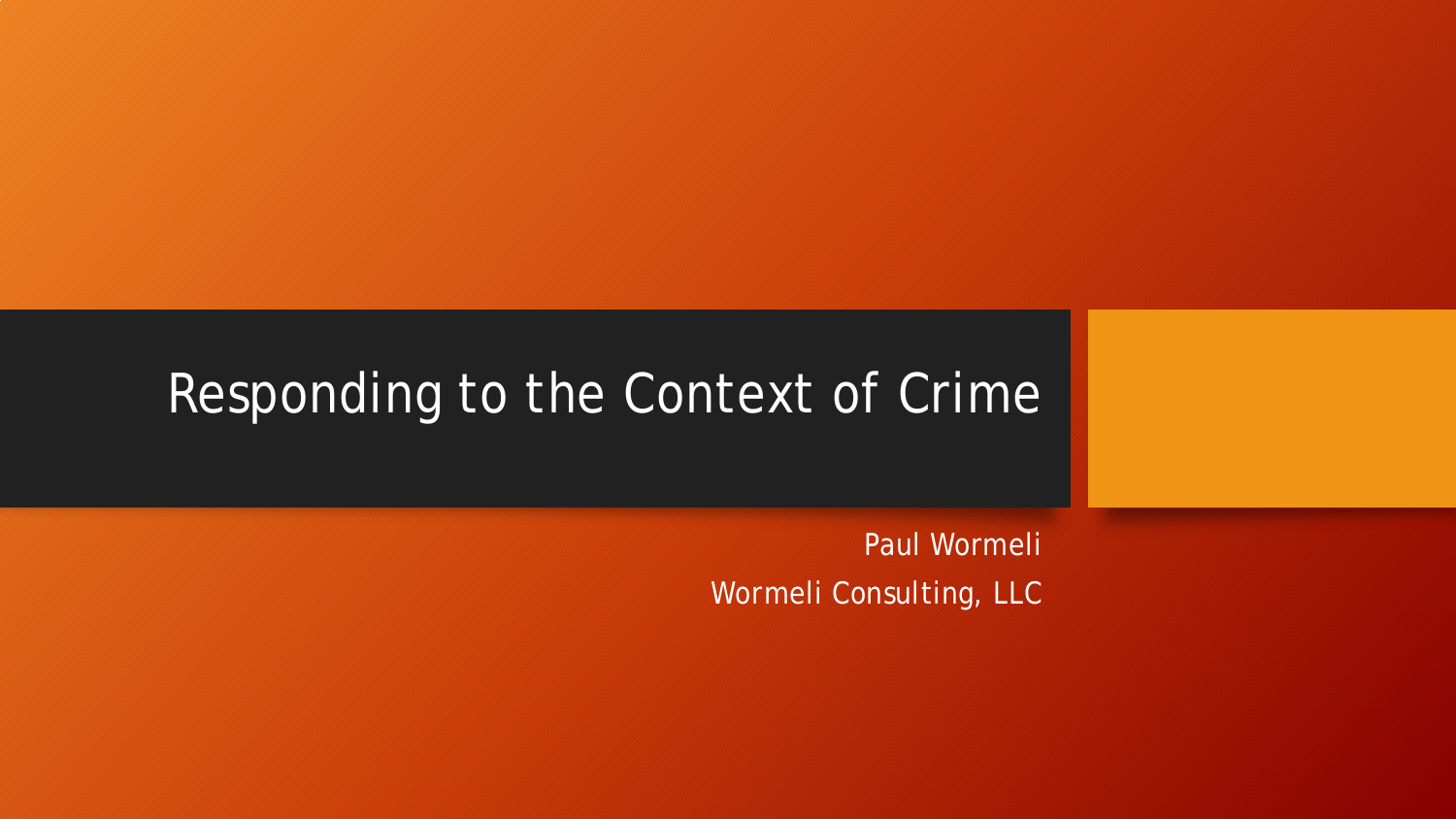# Responding to the Context of Crime

Paul Wormeli

Wormeli Consulting, LLC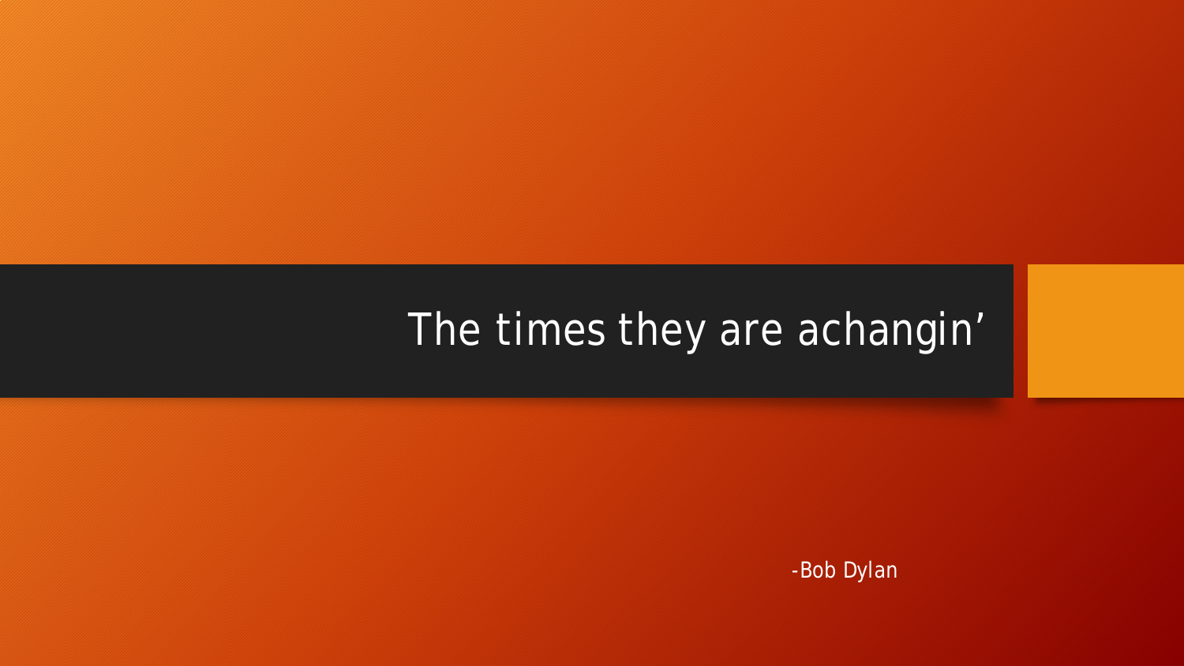# The times they are achangin’

-Bob Dylan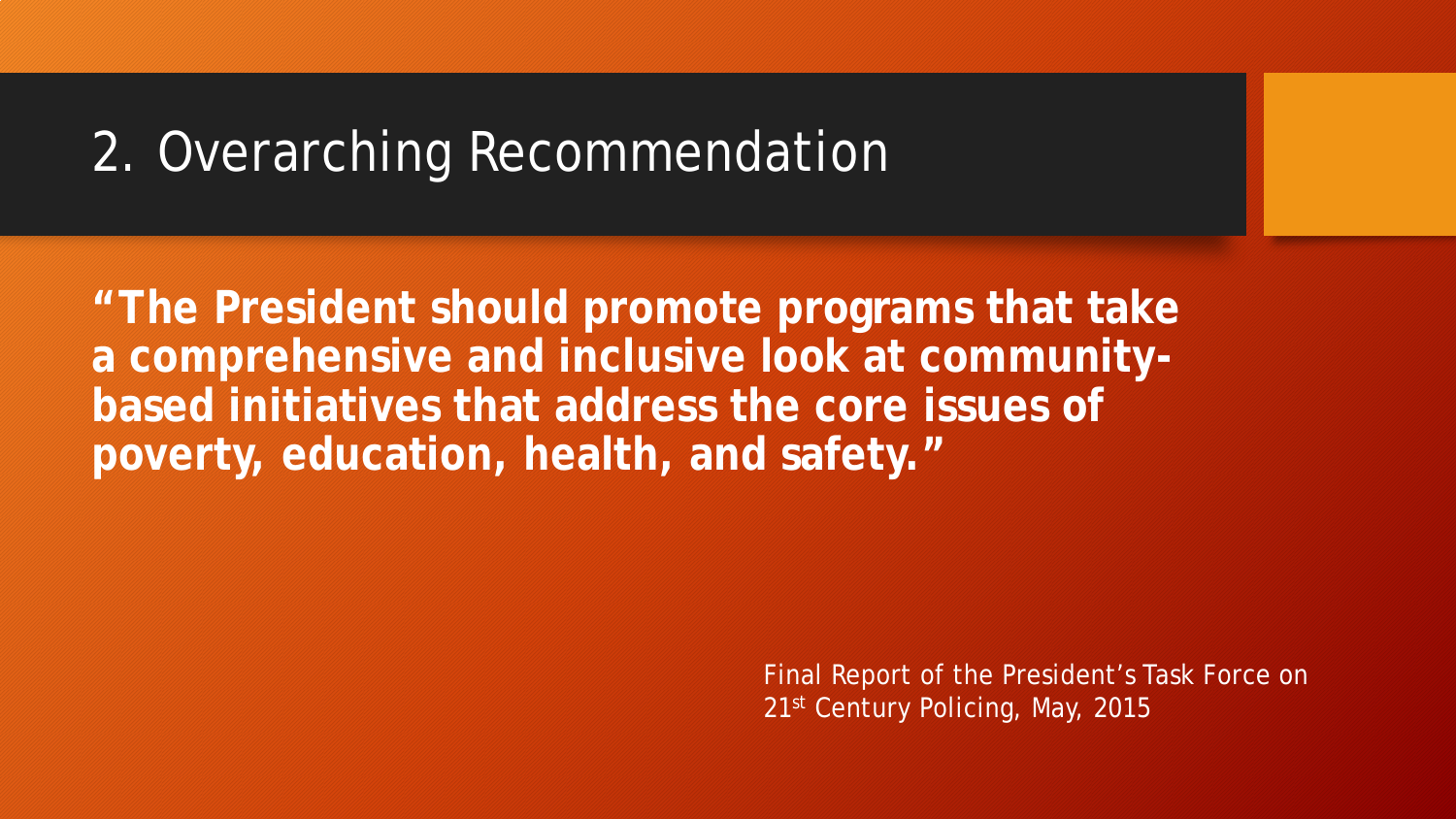# 2. Overarching Recommendation

**“The President should promote programs that take a comprehensive and inclusive look at community-based initiatives that address the core issues of poverty, education, health, and safety.”**

Final Report of the President’s Task Force on 21st Century Policing, May, 2015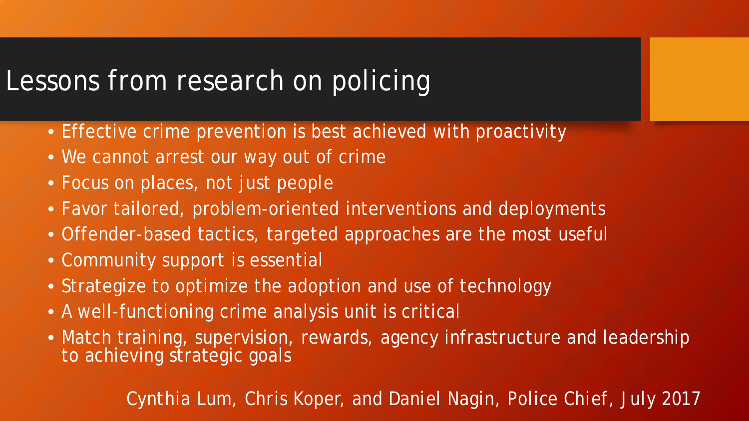# Lessons from research on policing

- Effective crime prevention is best achieved with proactivity
- We cannot arrest our way out of crime
- Focus on places, not just people
- Favor tailored, problem-oriented interventions and deployments
- Offender-based tactics, targeted approaches are the most useful
- Community support is essential
- Strategize to optimize the adoption and use of technology
- A well-functioning crime analysis unit is critical
- Match training, supervision, rewards, agency infrastructure and leadership to achieving strategic goals

Cynthia Lum, Chris Koper, and Daniel Nagin, Police Chief, July 2017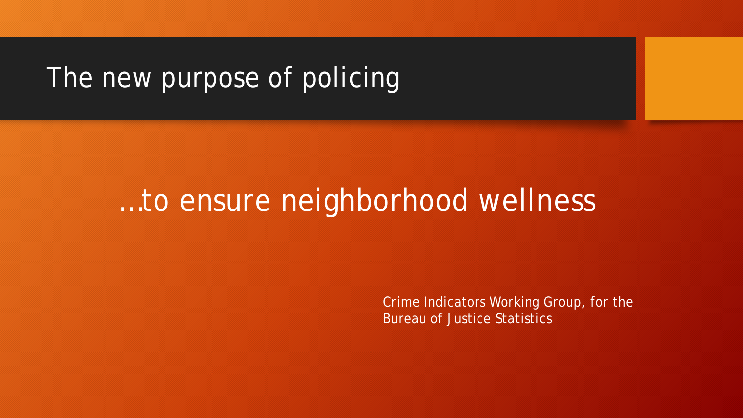# The new purpose of policing

## …to ensure neighborhood wellness

Crime Indicators Working Group, for the Bureau of Justice Statistics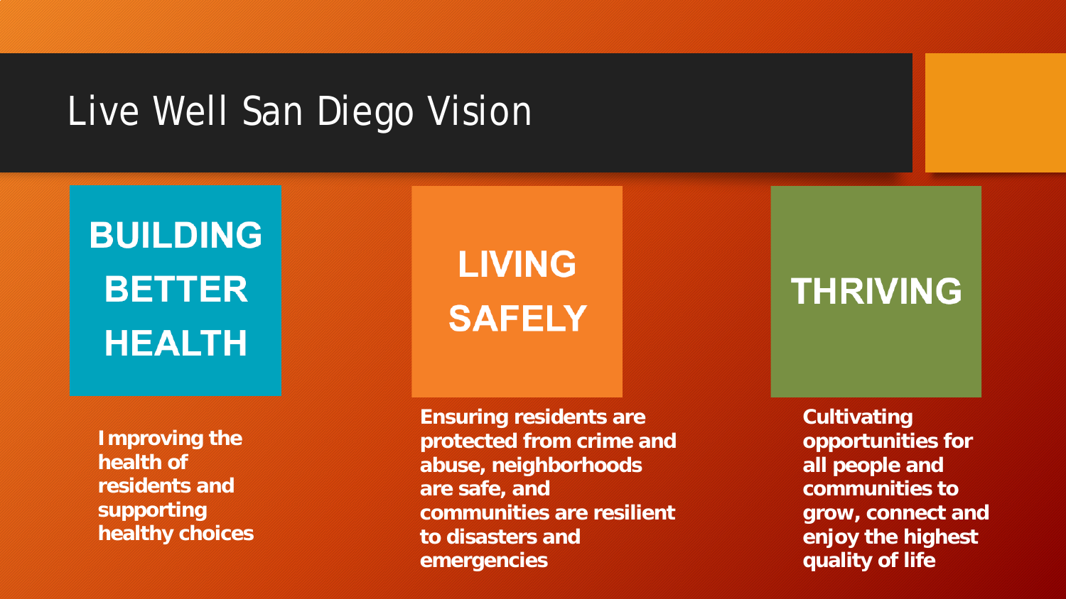# Live Well San Diego Vision

## BUILDING BETTER HEALTH

**Improving the health of residents and supporting healthy choices**

## LIVING SAFELY

**Ensuring residents are protected from crime and abuse, neighborhoods are safe, and communities are resilient to disasters and emergencies**

## THRIVING

**Cultivating opportunities for all people and communities to grow, connect and enjoy the highest quality of life**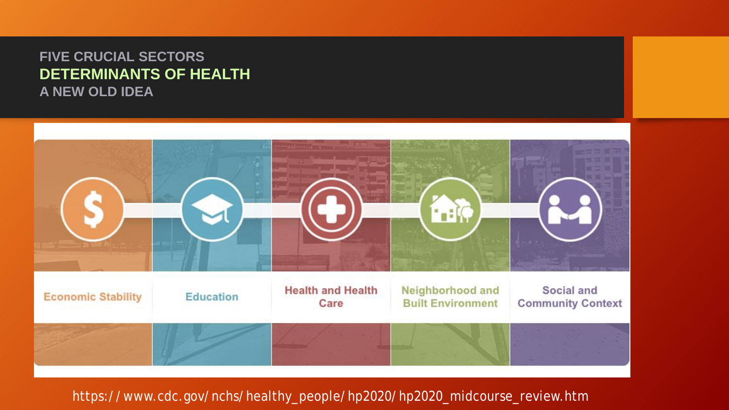FIVE CRUCIAL SECTORS

## DETERMINANTS OF HEALTH

A NEW OLD IDEA

- Economic Stability
- Education
- Health and Health Care
- Neighborhood and Built Environment
- Social and Community Context

https://www.cdc.gov/nchs/healthy_people/hp2020/hp2020_midcourse_review.htm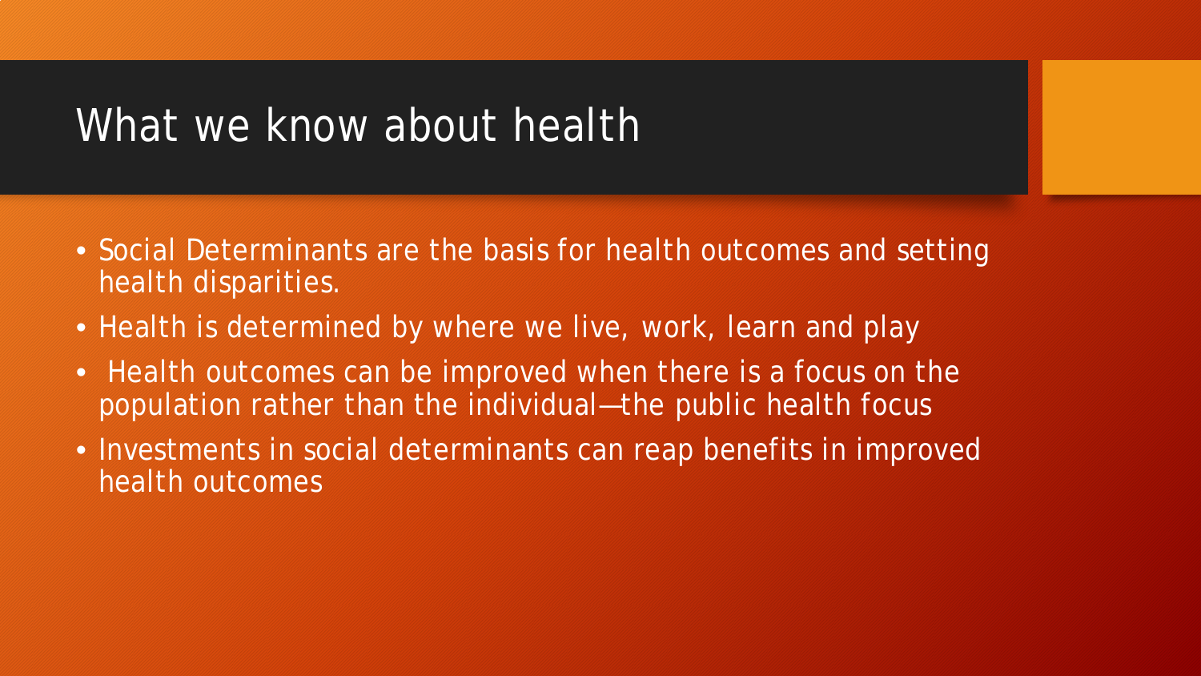# What we know about health

- Social Determinants are the basis for health outcomes and setting health disparities.
- Health is determined by where we live, work, learn and play
- Health outcomes can be improved when there is a focus on the population rather than the individual—the public health focus
- Investments in social determinants can reap benefits in improved health outcomes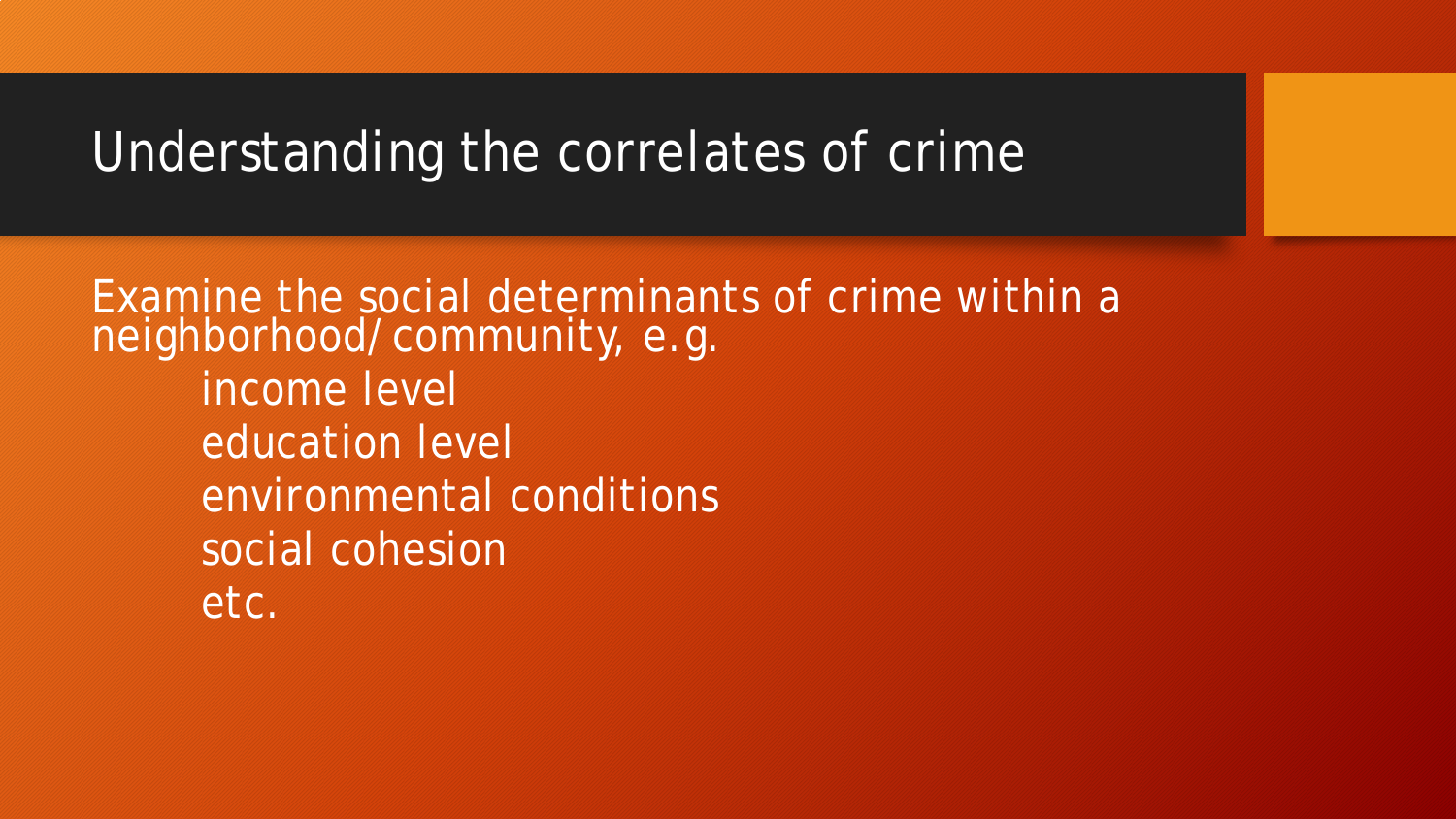# Understanding the correlates of crime

Examine the social determinants of crime within a neighborhood/community, e.g.

- income level
- education level
- environmental conditions
- social cohesion
- etc.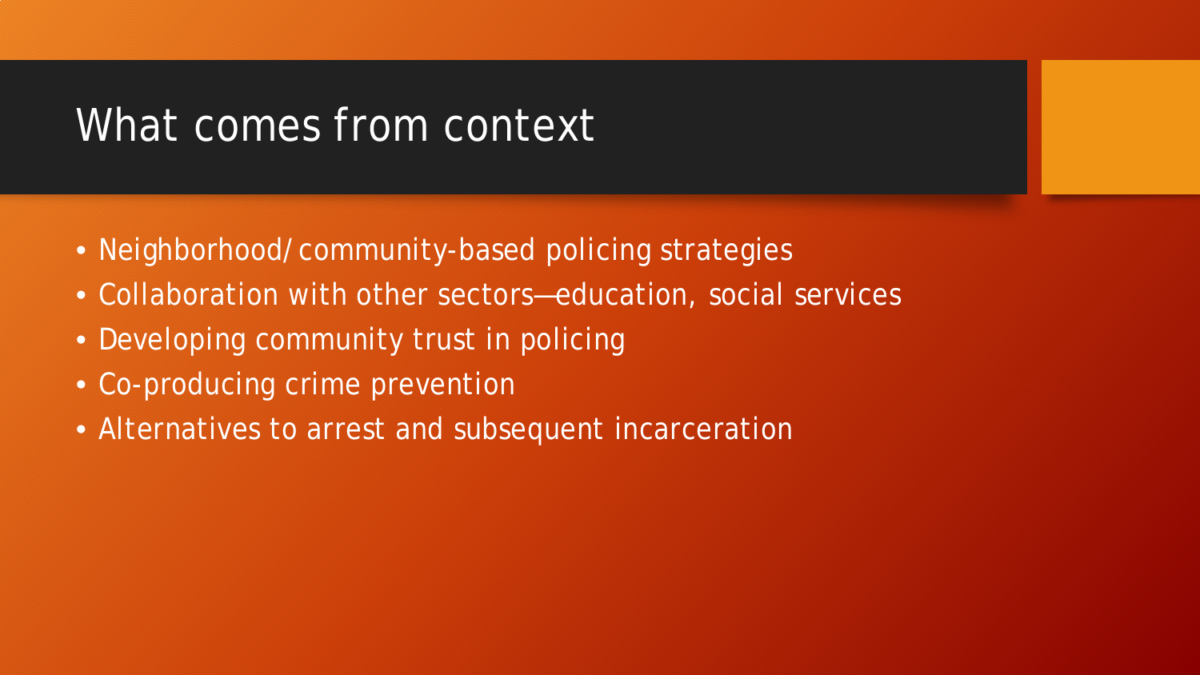# What comes from context

- Neighborhood/community-based policing strategies
- Collaboration with other sectors—education, social services
- Developing community trust in policing
- Co-producing crime prevention
- Alternatives to arrest and subsequent incarceration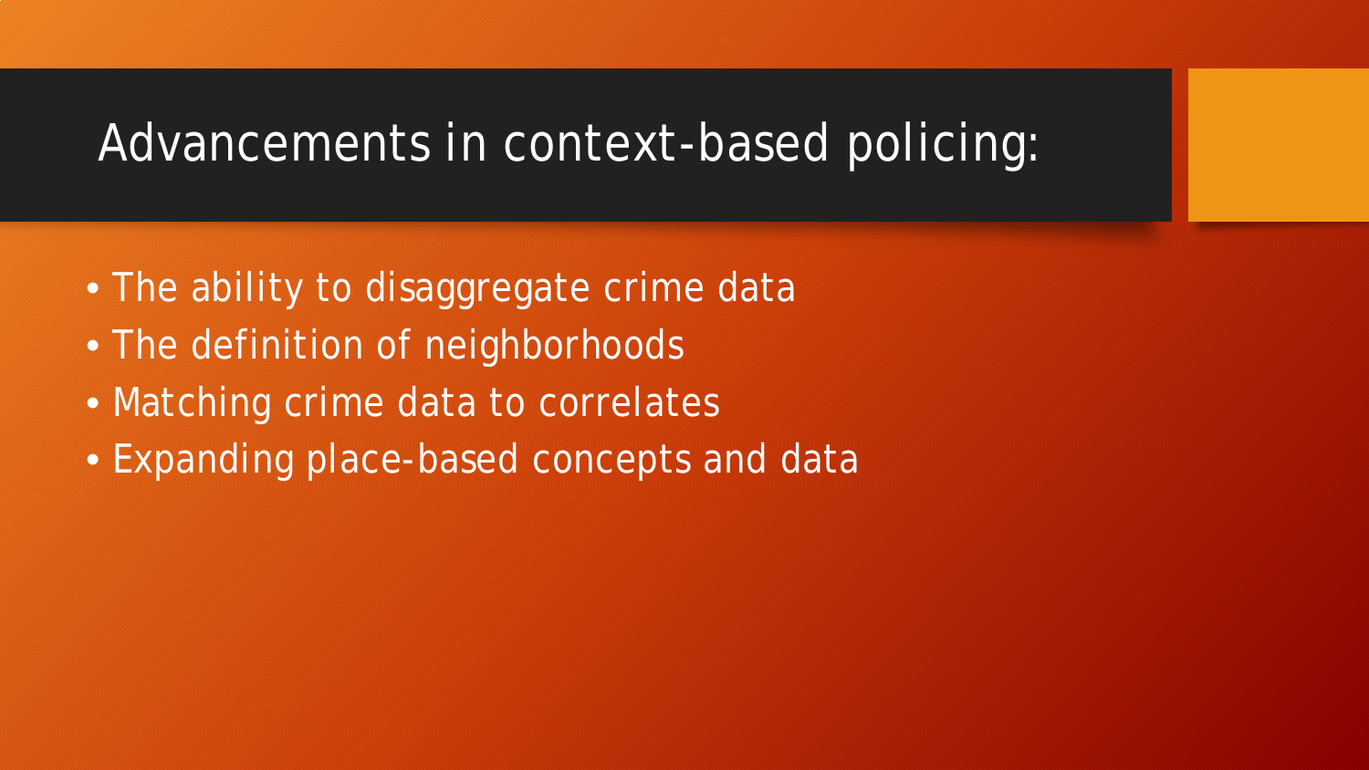# Advancements in context-based policing:

- The ability to disaggregate crime data
- The definition of neighborhoods
- Matching crime data to correlates
- Expanding place-based concepts and data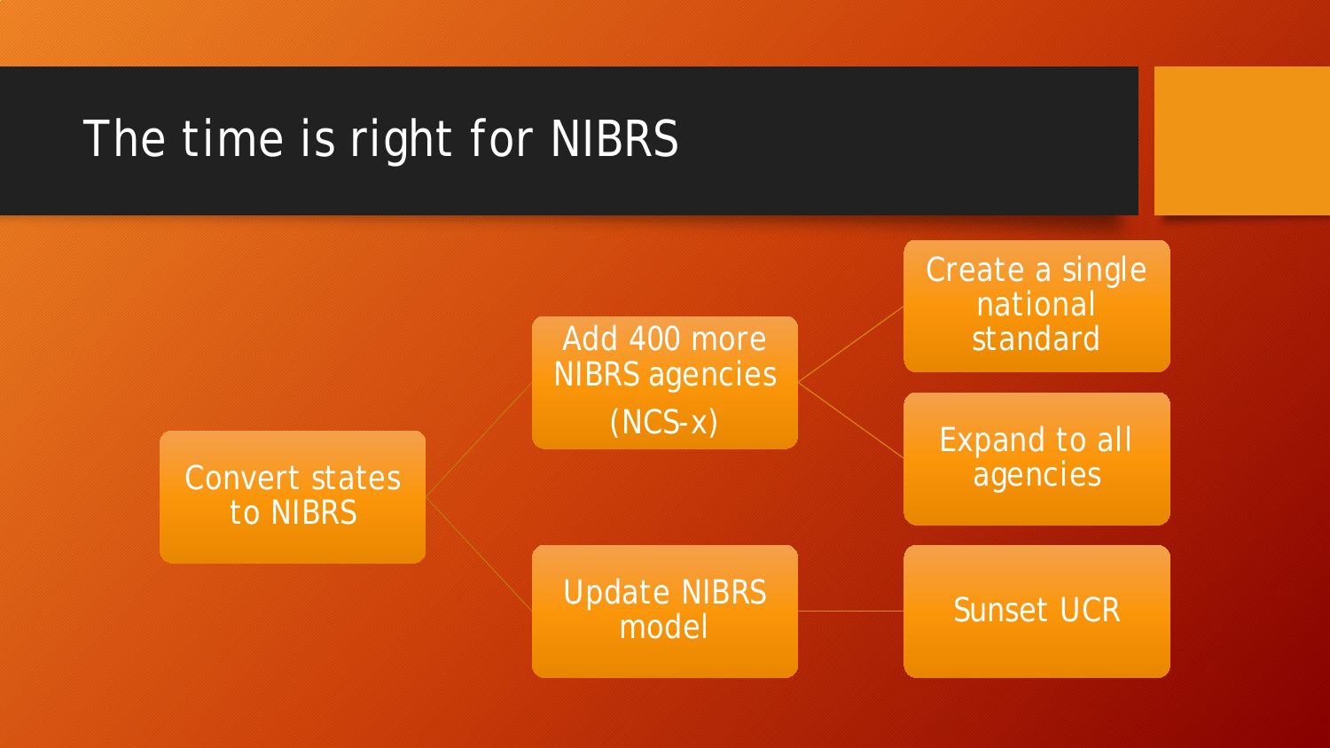# The time is right for NIBRS

- Convert states to NIBRS
  - Add 400 more NIBRS agencies (NCS-x)
    - Create a single national standard
    - Expand to all agencies
  - Update NIBRS model
    - Sunset UCR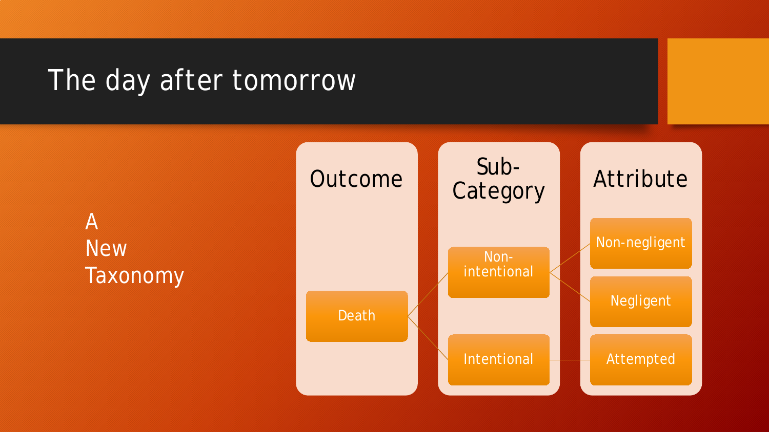# The day after tomorrow

A New Taxonomy

| Outcome | Sub-Category | Attribute |
| --- | --- | --- |
| Death | Non-intentional | Non-negligent |
| | | Negligent |
| | Intentional | Attempted |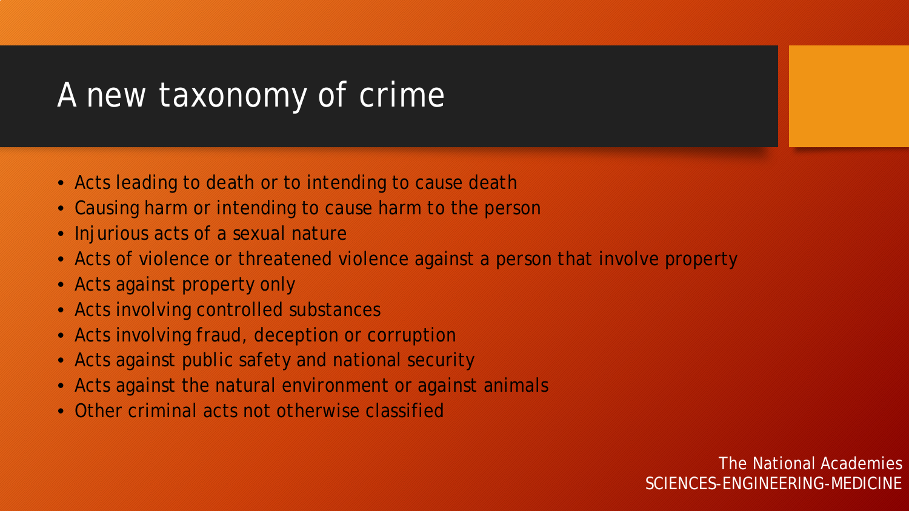# A new taxonomy of crime

- Acts leading to death or to intending to cause death
- Causing harm or intending to cause harm to the person
- Injurious acts of a sexual nature
- Acts of violence or threatened violence against a person that involve property
- Acts against property only
- Acts involving controlled substances
- Acts involving fraud, deception or corruption
- Acts against public safety and national security
- Acts against the natural environment or against animals
- Other criminal acts not otherwise classified

The National Academies
SCIENCES-ENGINEERING-MEDICINE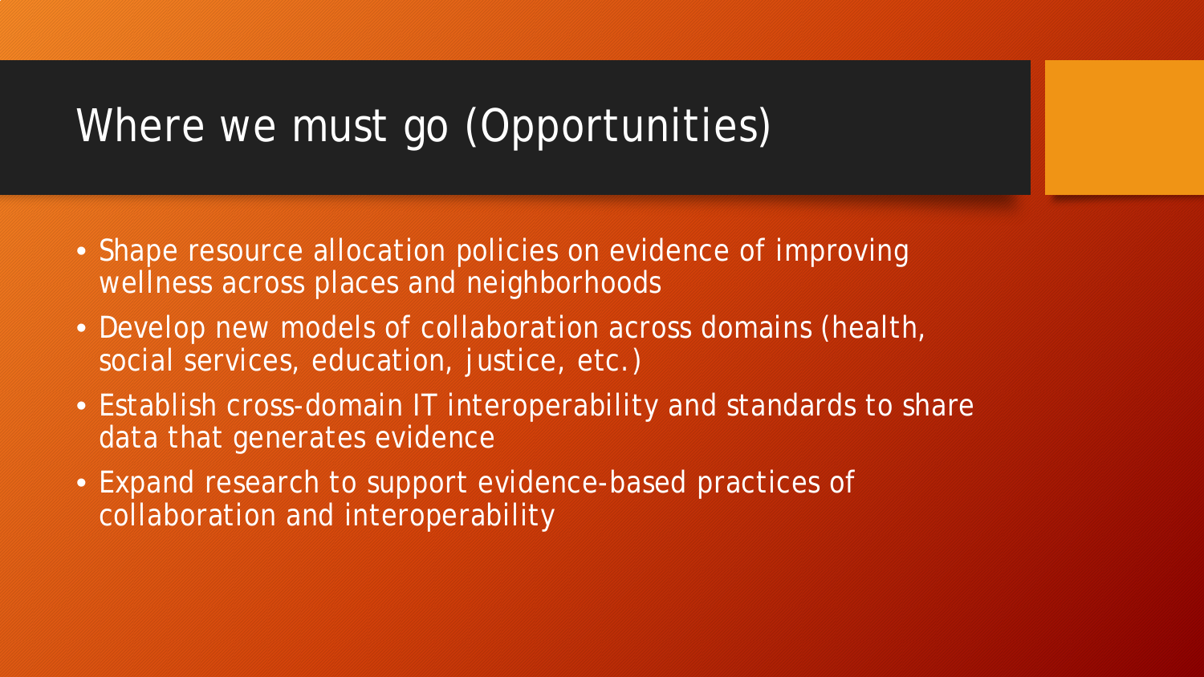# Where we must go (Opportunities)

- Shape resource allocation policies on evidence of improving wellness across places and neighborhoods
- Develop new models of collaboration across domains (health, social services, education, justice, etc.)
- Establish cross-domain IT interoperability and standards to share data that generates evidence
- Expand research to support evidence-based practices of collaboration and interoperability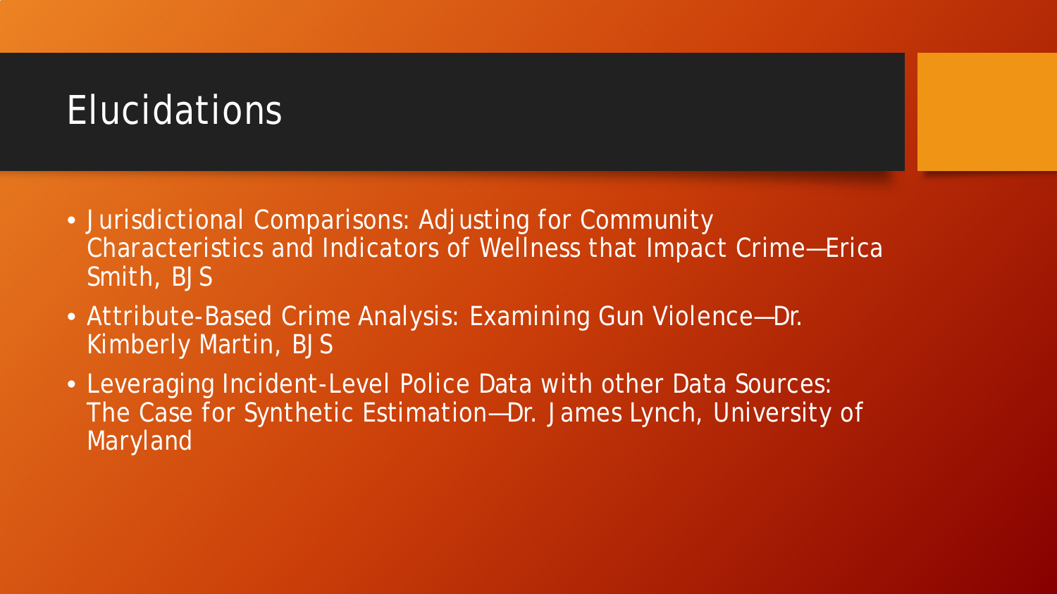# Elucidations

- Jurisdictional Comparisons: Adjusting for Community Characteristics and Indicators of Wellness that Impact Crime—Erica Smith, BJS
- Attribute-Based Crime Analysis: Examining Gun Violence—Dr. Kimberly Martin, BJS
- Leveraging Incident-Level Police Data with other Data Sources: The Case for Synthetic Estimation—Dr. James Lynch, University of Maryland